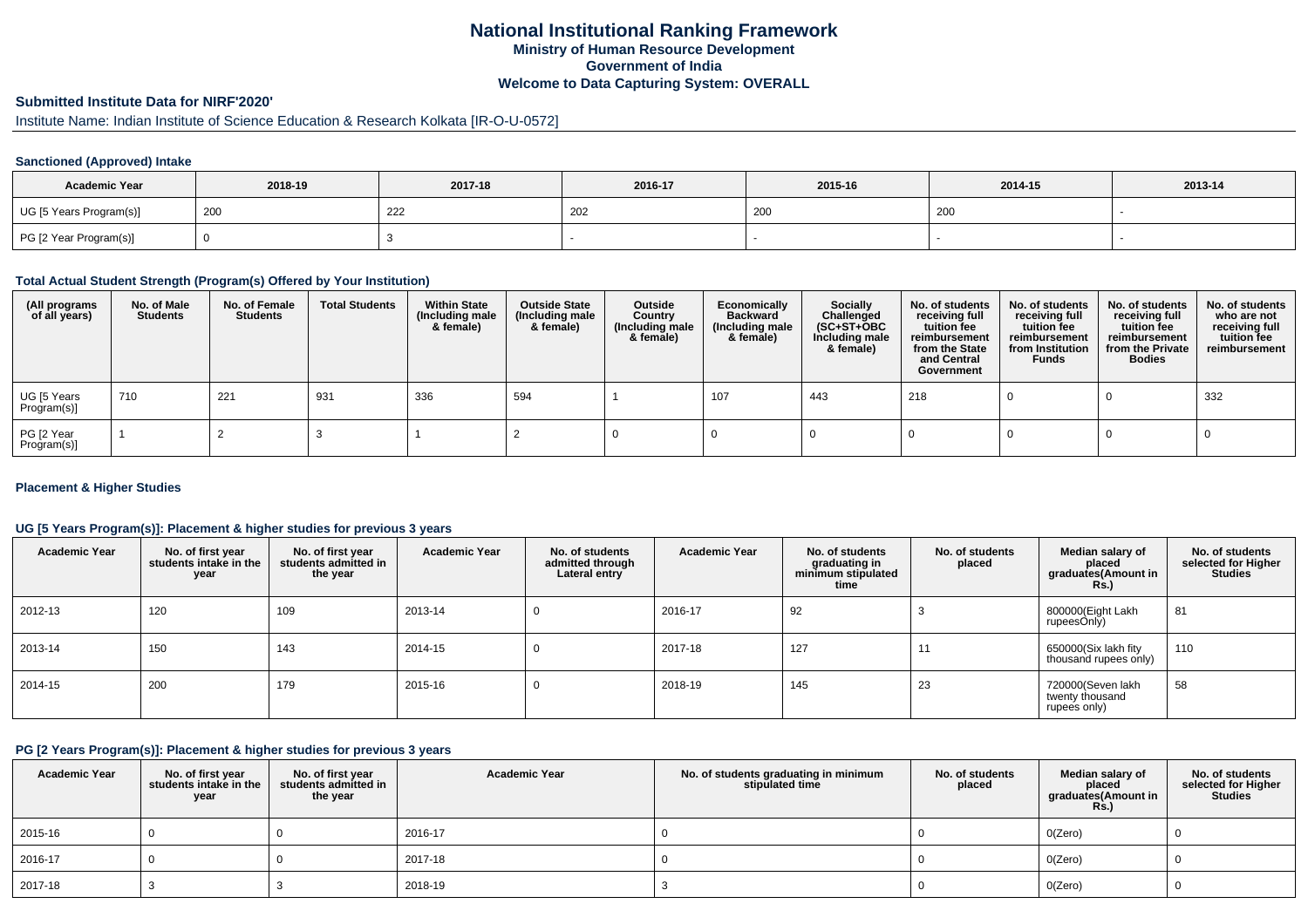# National Institutional Ranking Framework
## Ministry of Human Resource Development
## Government of India
## Welcome to Data Capturing System: OVERALL

**Submitted Institute Data for NIRF'2020'**

Institute Name: Indian Institute of Science Education & Research Kolkata [IR-O-U-0572]

### Sanctioned (Approved) Intake

| Academic Year | 2018-19 | 2017-18 | 2016-17 | 2015-16 | 2014-15 | 2013-14 |
|---|---|---|---|---|---|---|
| UG [5 Years Program(s)] | 200 | 222 | 202 | 200 | 200 | - |
| PG [2 Year Program(s)] | 0 | 3 | - | - | - | - |

### Total Actual Student Strength (Program(s) Offered by Your Institution)

| (All programs of all years) | No. of Male Students | No. of Female Students | Total Students | Within State (Including male & female) | Outside State (Including male & female) | Outside Country (Including male & female) | Economically Backward (Including male & female) | Socially Challenged (SC+ST+OBC Including male & female) | No. of students receiving full tuition fee reimbursement from the State and Central Government | No. of students receiving full tuition fee reimbursement from Institution Funds | No. of students receiving full tuition fee reimbursement from the Private Bodies | No. of students who are not receiving full tuition fee reimbursement |
|---|---|---|---|---|---|---|---|---|---|---|---|---|
| UG [5 Years Program(s)] | 710 | 221 | 931 | 336 | 594 | 1 | 107 | 443 | 218 | 0 | 0 | 332 |
| PG [2 Year Program(s)] | 1 | 2 | 3 | 1 | 2 | 0 | 0 | 0 | 0 | 0 | 0 | 0 |

### Placement & Higher Studies

#### UG [5 Years Program(s)]: Placement & higher studies for previous 3 years

| Academic Year | No. of first year students intake in the year | No. of first year students admitted in the year | Academic Year | No. of students admitted through Lateral entry | Academic Year | No. of students graduating in minimum stipulated time | No. of students placed | Median salary of placed graduates(Amount in Rs.) | No. of students selected for Higher Studies |
|---|---|---|---|---|---|---|---|---|---|
| 2012-13 | 120 | 109 | 2013-14 | 0 | 2016-17 | 92 | 3 | 800000(Eight Lakh rupeesOnly) | 81 |
| 2013-14 | 150 | 143 | 2014-15 | 0 | 2017-18 | 127 | 11 | 650000(Six lakh fity thousand rupees only) | 110 |
| 2014-15 | 200 | 179 | 2015-16 | 0 | 2018-19 | 145 | 23 | 720000(Seven lakh twenty thousand rupees only) | 58 |

#### PG [2 Years Program(s)]: Placement & higher studies for previous 3 years

| Academic Year | No. of first year students intake in the year | No. of first year students admitted in the year | Academic Year | No. of students graduating in minimum stipulated time | No. of students placed | Median salary of placed graduates(Amount in Rs.) | No. of students selected for Higher Studies |
|---|---|---|---|---|---|---|---|
| 2015-16 | 0 | 0 | 2016-17 | 0 | 0 | 0(Zero) | 0 |
| 2016-17 | 0 | 0 | 2017-18 | 0 | 0 | 0(Zero) | 0 |
| 2017-18 | 3 | 3 | 2018-19 | 3 | 0 | 0(Zero) | 0 |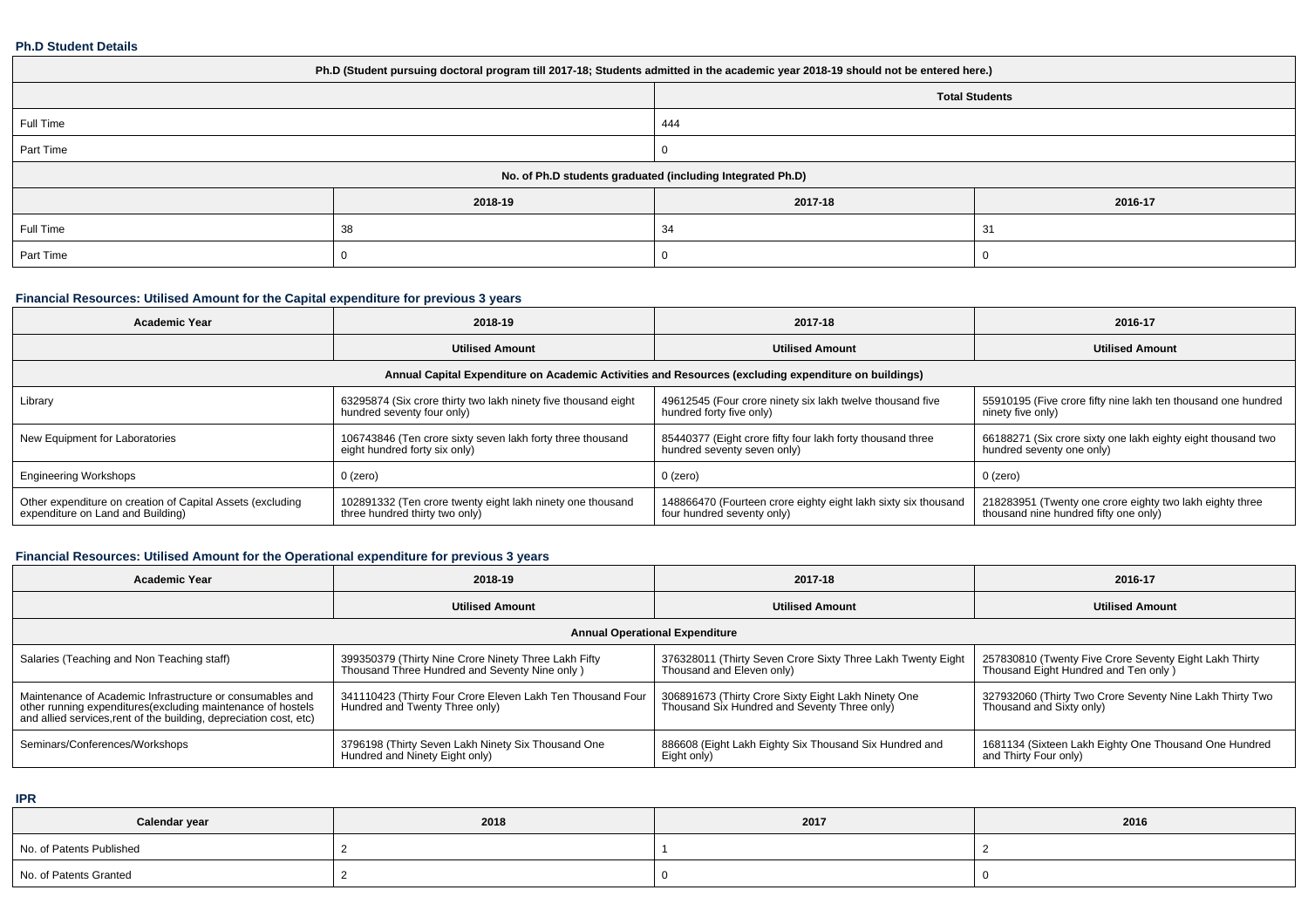### Ph.D Student Details

| Ph.D (Student pursuing doctoral program till 2017-18; Students admitted in the academic year 2018-19 should not be entered here.) | | | |
|---|---|---|---|
| | Total Students | | |
| Full Time | 444 | | |
| Part Time | 0 | | |
| No. of Ph.D students graduated (including Integrated Ph.D) | | | |
| | 2018-19 | 2017-18 | 2016-17 |
| Full Time | 38 | 34 | 31 |
| Part Time | 0 | 0 | 0 |

### Financial Resources: Utilised Amount for the Capital expenditure for previous 3 years

| Academic Year | 2018-19 | 2017-18 | 2016-17 |
|---|---|---|---|
| | Utilised Amount | Utilised Amount | Utilised Amount |
| Annual Capital Expenditure on Academic Activities and Resources (excluding expenditure on buildings) | | | |
| Library | 63295874 (Six crore thirty two lakh ninety five thousand eight hundred seventy four only) | 49612545 (Four crore ninety six lakh twelve thousand five hundred forty five only) | 55910195 (Five crore fifty nine lakh ten thousand one hundred ninety five only) |
| New Equipment for Laboratories | 106743846 (Ten crore sixty seven lakh forty three thousand eight hundred forty six only) | 85440377 (Eight crore fifty four lakh forty thousand three hundred seventy seven only) | 66188271 (Six crore sixty one lakh eighty eight thousand two hundred seventy one only) |
| Engineering Workshops | 0 (zero) | 0 (zero) | 0 (zero) |
| Other expenditure on creation of Capital Assets (excluding expenditure on Land and Building) | 102891332 (Ten crore twenty eight lakh ninety one thousand three hundred thirty two only) | 148866470 (Fourteen crore eighty eight lakh sixty six thousand four hundred seventy only) | 218283951 (Twenty one crore eighty two lakh eighty three thousand nine hundred fifty one only) |

### Financial Resources: Utilised Amount for the Operational expenditure for previous 3 years

| Academic Year | 2018-19 | 2017-18 | 2016-17 |
|---|---|---|---|
| | Utilised Amount | Utilised Amount | Utilised Amount |
| Annual Operational Expenditure | | | |
| Salaries (Teaching and Non Teaching staff) | 399350379 (Thirty Nine Crore Ninety Three Lakh Fifty Thousand Three Hundred and Seventy Nine only ) | 376328011 (Thirty Seven Crore Sixty Three Lakh Twenty Eight Thousand and Eleven only) | 257830810 (Twenty Five Crore Seventy Eight Lakh Thirty Thousand Eight Hundred and Ten only ) |
| Maintenance of Academic Infrastructure or consumables and other running expenditures(excluding maintenance of hostels and allied services,rent of the building, depreciation cost, etc) | 341110423 (Thirty Four Crore Eleven Lakh Ten Thousand Four Hundred and Twenty Three only) | 306891673 (Thirty Crore Sixty Eight Lakh Ninety One Thousand Six Hundred and Seventy Three only) | 327932060 (Thirty Two Crore Seventy Nine Lakh Thirty Two Thousand and Sixty only) |
| Seminars/Conferences/Workshops | 3796198 (Thirty Seven Lakh Ninety Six Thousand One Hundred and Ninety Eight only) | 886608 (Eight Lakh Eighty Six Thousand Six Hundred and Eight only) | 1681134 (Sixteen Lakh Eighty One Thousand One Hundred and Thirty Four only) |

### IPR

| Calendar year | 2018 | 2017 | 2016 |
|---|---|---|---|
| No. of Patents Published | 2 | 1 | 2 |
| No. of Patents Granted | 2 | 0 | 0 |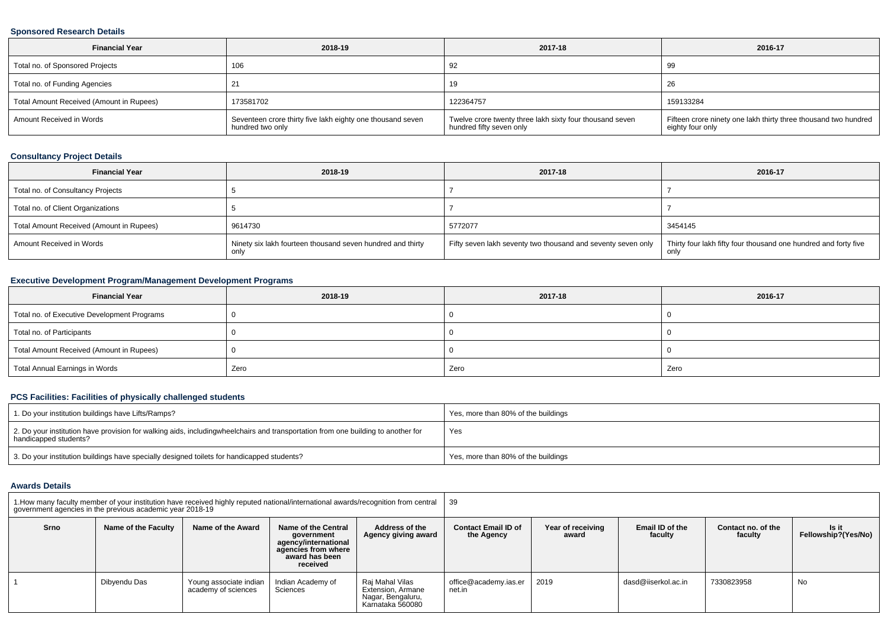### Sponsored Research Details

| Financial Year | 2018-19 | 2017-18 | 2016-17 |
|---|---|---|---|
| Total no. of Sponsored Projects | 106 | 92 | 99 |
| Total no. of Funding Agencies | 21 | 19 | 26 |
| Total Amount Received (Amount in Rupees) | 173581702 | 122364757 | 159133284 |
| Amount Received in Words | Seventeen crore thirty five lakh eighty one thousand seven hundred two only | Twelve crore twenty three lakh sixty four thousand seven hundred fifty seven only | Fifteen crore ninety one lakh thirty three thousand two hundred eighty four only |

### Consultancy Project Details

| Financial Year | 2018-19 | 2017-18 | 2016-17 |
|---|---|---|---|
| Total no. of Consultancy Projects | 5 | 7 | 7 |
| Total no. of Client Organizations | 5 | 7 | 7 |
| Total Amount Received (Amount in Rupees) | 9614730 | 5772077 | 3454145 |
| Amount Received in Words | Ninety six lakh fourteen thousand seven hundred and thirty only | Fifty seven lakh seventy two thousand and seventy seven only | Thirty four lakh fifty four thousand one hundred and forty five only |

### Executive Development Program/Management Development Programs

| Financial Year | 2018-19 | 2017-18 | 2016-17 |
|---|---|---|---|
| Total no. of Executive Development Programs | 0 | 0 | 0 |
| Total no. of Participants | 0 | 0 | 0 |
| Total Amount Received (Amount in Rupees) | 0 | 0 | 0 |
| Total Annual Earnings in Words | Zero | Zero | Zero |

### PCS Facilities: Facilities of physically challenged students

| | |
|---|---|
| 1. Do your institution buildings have Lifts/Ramps? | Yes, more than 80% of the buildings |
| 2. Do your institution have provision for walking aids, includingwheelchairs and transportation from one building to another for handicapped students? | Yes |
| 3. Do your institution buildings have specially designed toilets for handicapped students? | Yes, more than 80% of the buildings |

### Awards Details

| 1.How many faculty member of your institution have received highly reputed national/international awards/recognition from central government agencies in the previous academic year 2018-19 | | | | | 39 | | | | |
|---|---|---|---|---|---|---|---|---|---|
| Srno | Name of the Faculty | Name of the Award | Name of the Central government agency/international agencies from where award has been received | Address of the Agency giving award | Contact Email ID of the Agency | Year of receiving award | Email ID of the faculty | Contact no. of the faculty | Is it Fellowship?(Yes/No) |
| 1 | Dibyendu Das | Young associate indian academy of sciences | Indian Academy of Sciences | Raj Mahal Vilas Extension, Armane Nagar, Bengaluru, Karnataka 560080 | office@academy.ias.ernet.in | 2019 | dasd@iiserkol.ac.in | 7330823958 | No |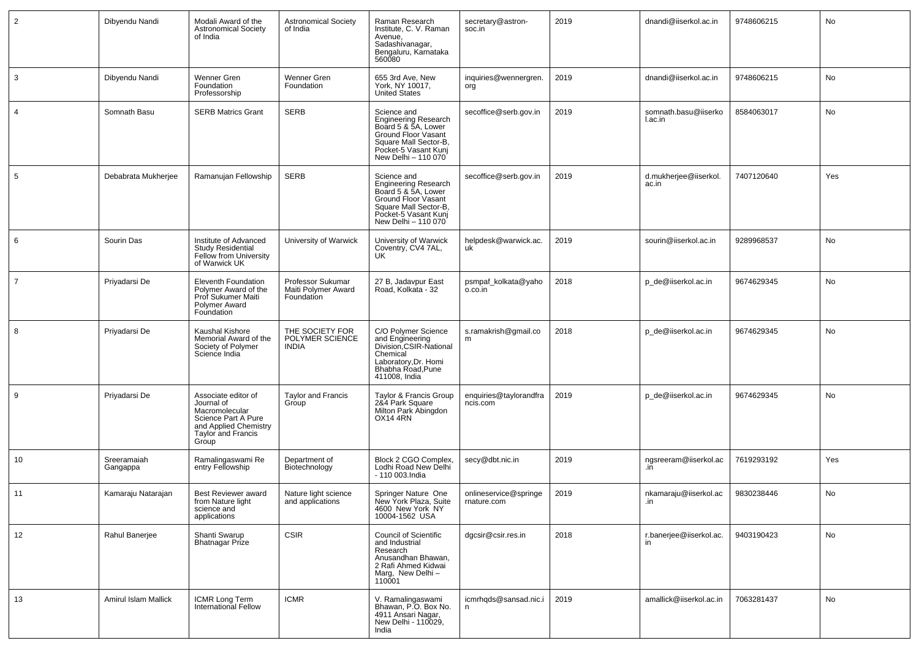| | | | | | | | | | |
|---|---|---|---|---|---|---|---|---|---|
| 2 | Dibyendu Nandi | Modali Award of the Astronomical Society of India | Astronomical Society of India | Raman Research Institute, C. V. Raman Avenue, Sadashivanagar, Bengaluru, Karnataka 560080 | secretary@astron-soc.in | 2019 | dnandi@iiserkol.ac.in | 9748606215 | No |
| 3 | Dibyendu Nandi | Wenner Gren Foundation Professorship | Wenner Gren Foundation | 655 3rd Ave, New York, NY 10017, United States | inquiries@wennergren.org | 2019 | dnandi@iiserkol.ac.in | 9748606215 | No |
| 4 | Somnath Basu | SERB Matrics Grant | SERB | Science and Engineering Research Board 5 & 5A, Lower Ground Floor Vasant Square Mall Sector-B, Pocket-5 Vasant Kunj New Delhi – 110 070 | secoffice@serb.gov.in | 2019 | somnath.basu@iiserkol.ac.in | 8584063017 | No |
| 5 | Debabrata Mukherjee | Ramanujan Fellowship | SERB | Science and Engineering Research Board 5 & 5A, Lower Ground Floor Vasant Square Mall Sector-B, Pocket-5 Vasant Kunj New Delhi – 110 070 | secoffice@serb.gov.in | 2019 | d.mukherjee@iiserkol.ac.in | 7407120640 | Yes |
| 6 | Sourin Das | Institute of Advanced Study Residential Fellow from University of Warwick UK | University of Warwick | University of Warwick Coventry, CV4 7AL, UK | helpdesk@warwick.ac.uk | 2019 | sourin@iiserkol.ac.in | 9289968537 | No |
| 7 | Priyadarsi De | Eleventh Foundation Polymer Award of the Prof Sukumer Maiti Polymer Award Foundation | Professor Sukumar Maiti Polymer Award Foundation | 27 B, Jadavpur East Road, Kolkata - 32 | psmpaf_kolkata@yahoo.co.in | 2018 | p_de@iiserkol.ac.in | 9674629345 | No |
| 8 | Priyadarsi De | Kaushal Kishore Memorial Award of the Society of Polymer Science India | THE SOCIETY FOR POLYMER SCIENCE INDIA | C/O Polymer Science and Engineering Division,CSIR-National Chemical Laboratory,Dr. Homi Bhabha Road,Pune 411008, India | s.ramakrish@gmail.com | 2018 | p_de@iiserkol.ac.in | 9674629345 | No |
| 9 | Priyadarsi De | Associate editor of Journal of Macromolecular Science Part A Pure and Applied Chemistry Taylor and Francis Group | Taylor and Francis Group | Taylor & Francis Group 2&4 Park Square Milton Park Abingdon OX14 4RN | enquiries@taylorandfrancis.com | 2019 | p_de@iiserkol.ac.in | 9674629345 | No |
| 10 | Sreeramaiah Gangappa | Ramalingaswami Re entry Fellowship | Department of Biotechnology | Block 2 CGO Complex, Lodhi Road New Delhi - 110 003.India | secy@dbt.nic.in | 2019 | ngsreeram@iiserkol.ac.in | 7619293192 | Yes |
| 11 | Kamaraju Natarajan | Best Reviewer award from Nature light science and applications | Nature light science and applications | Springer Nature One New York Plaza, Suite 4600 New York NY 10004-1562 USA | onlineservice@springernature.com | 2019 | nkamaraju@iiserkol.ac.in | 9830238446 | No |
| 12 | Rahul Banerjee | Shanti Swarup Bhatnagar Prize | CSIR | Council of Scientific and Industrial Research Anusandhan Bhawan, 2 Rafi Ahmed Kidwai Marg, New Delhi – 110001 | dgcsir@csir.res.in | 2018 | r.banerjee@iiserkol.ac.in | 9403190423 | No |
| 13 | Amirul Islam Mallick | ICMR Long Term International Fellow | ICMR | V. Ramalingaswami Bhawan, P.O. Box No. 4911 Ansari Nagar, New Delhi - 110029, India | icmrhqds@sansad.nic.in | 2019 | amallick@iiserkol.ac.in | 7063281437 | No |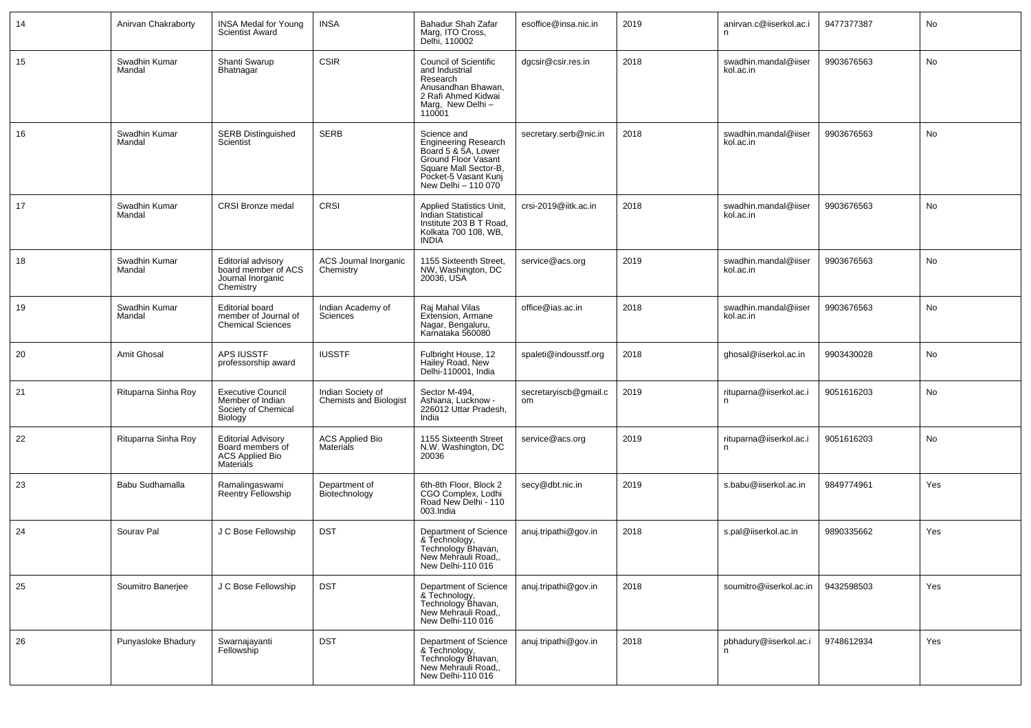| 14 | Anirvan Chakraborty | INSA Medal for Young Scientist Award | INSA | Bahadur Shah Zafar Marg, ITO Cross, Delhi, 110002 | esoffice@insa.nic.in | 2019 | anirvan.c@iiserkol.ac.in | 9477377387 | No |
|---|---|---|---|---|---|---|---|---|---|
| 15 | Swadhin Kumar Mandal | Shanti Swarup Bhatnagar | CSIR | Council of Scientific and Industrial Research Anusandhan Bhawan, 2 Rafi Ahmed Kidwai Marg, New Delhi – 110001 | dgcsir@csir.res.in | 2018 | swadhin.mandal@iiserkol.ac.in | 9903676563 | No |
| 16 | Swadhin Kumar Mandal | SERB Distinguished Scientist | SERB | Science and Engineering Research Board 5 & 5A, Lower Ground Floor Vasant Square Mall Sector-B, Pocket-5 Vasant Kunj New Delhi – 110 070 | secretary.serb@nic.in | 2018 | swadhin.mandal@iiserkol.ac.in | 9903676563 | No |
| 17 | Swadhin Kumar Mandal | CRSI Bronze medal | CRSI | Applied Statistics Unit, Indian Statistical Institute 203 B T Road, Kolkata 700 108, WB, INDIA | crsi-2019@iitk.ac.in | 2018 | swadhin.mandal@iiserkol.ac.in | 9903676563 | No |
| 18 | Swadhin Kumar Mandal | Editorial advisory board member of ACS Journal Inorganic Chemistry | ACS Journal Inorganic Chemistry | 1155 Sixteenth Street, NW, Washington, DC 20036, USA | service@acs.org | 2019 | swadhin.mandal@iiserkol.ac.in | 9903676563 | No |
| 19 | Swadhin Kumar Mandal | Editorial board member of Journal of Chemical Sciences | Indian Academy of Sciences | Raj Mahal Vilas Extension, Armane Nagar, Bengaluru, Karnataka 560080 | office@ias.ac.in | 2018 | swadhin.mandal@iiserkol.ac.in | 9903676563 | No |
| 20 | Amit Ghosal | APS IUSSTF professorship award | IUSSTF | Fulbright House, 12 Hailey Road, New Delhi-110001, India | spaleti@indousstf.org | 2018 | ghosal@iiserkol.ac.in | 9903430028 | No |
| 21 | Rituparna Sinha Roy | Executive Council Member of Indian Society of Chemical Biology | Indian Society of Chemists and Biologist | Sector M-494, Ashiana, Lucknow - 226012 Uttar Pradesh, India | secretaryiscb@gmail.com | 2019 | rituparna@iiserkol.ac.in | 9051616203 | No |
| 22 | Rituparna Sinha Roy | Editorial Advisory Board members of ACS Applied Bio Materials | ACS Applied Bio Materials | 1155 Sixteenth Street N.W. Washington, DC 20036 | service@acs.org | 2019 | rituparna@iiserkol.ac.in | 9051616203 | No |
| 23 | Babu Sudhamalla | Ramalingaswami Reentry Fellowship | Department of Biotechnology | 6th-8th Floor, Block 2 CGO Complex, Lodhi Road New Delhi - 110 003.India | secy@dbt.nic.in | 2019 | s.babu@iiserkol.ac.in | 9849774961 | Yes |
| 24 | Sourav Pal | J C Bose Fellowship | DST | Department of Science & Technology, Technology Bhavan, New Mehrauli Road,, New Delhi-110 016 | anuj.tripathi@gov.in | 2018 | s.pal@iiserkol.ac.in | 9890335662 | Yes |
| 25 | Soumitro Banerjee | J C Bose Fellowship | DST | Department of Science & Technology, Technology Bhavan, New Mehrauli Road,, New Delhi-110 016 | anuj.tripathi@gov.in | 2018 | soumitro@iiserkol.ac.in | 9432598503 | Yes |
| 26 | Punyasloke Bhadury | Swarnajayanti Fellowship | DST | Department of Science & Technology, Technology Bhavan, New Mehrauli Road,, New Delhi-110 016 | anuj.tripathi@gov.in | 2018 | pbhadury@iiserkol.ac.in | 9748612934 | Yes |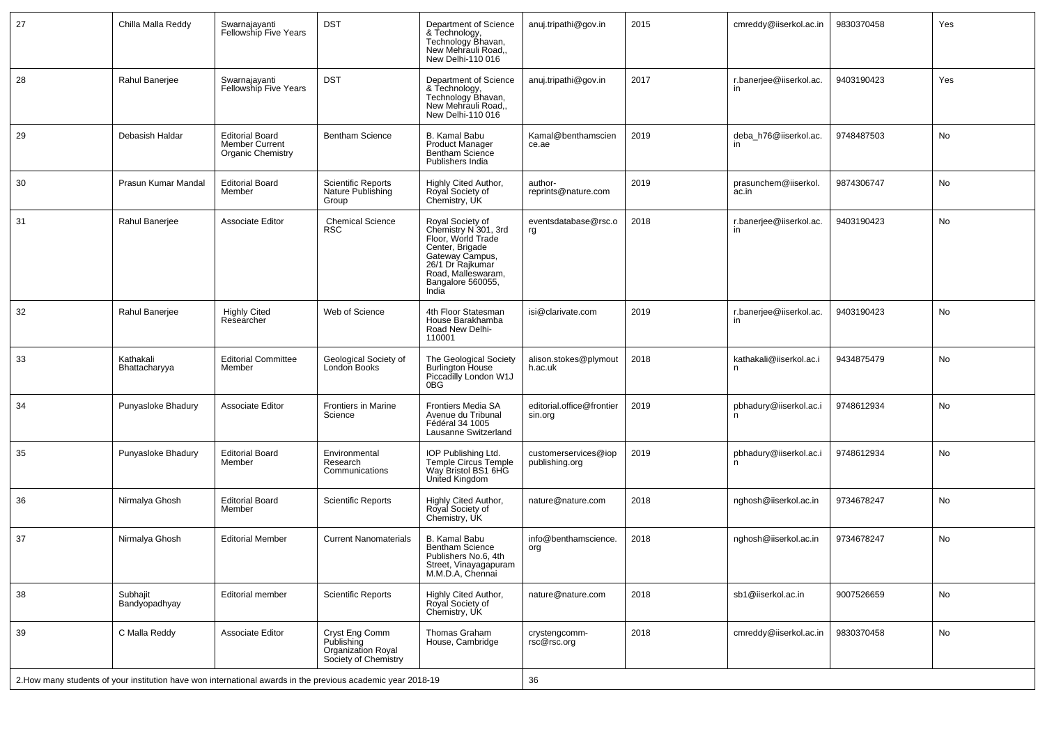| 27 | Chilla Malla Reddy | Swarnajayanti Fellowship Five Years | DST | Department of Science & Technology, Technology Bhavan, New Mehrauli Road,, New Delhi-110 016 | anuj.tripathi@gov.in | 2015 | cmreddy@iiserkol.ac.in | 9830370458 | Yes |
|---|---|---|---|---|---|---|---|---|---|
| 28 | Rahul Banerjee | Swarnajayanti Fellowship Five Years | DST | Department of Science & Technology, Technology Bhavan, New Mehrauli Road,, New Delhi-110 016 | anuj.tripathi@gov.in | 2017 | r.banerjee@iiserkol.ac.in | 9403190423 | Yes |
| 29 | Debasish Haldar | Editorial Board Member Current Organic Chemistry | Bentham Science | B. Kamal Babu Product Manager Bentham Science Publishers India | Kamal@benthamscience.ae | 2019 | deba_h76@iiserkol.ac.in | 9748487503 | No |
| 30 | Prasun Kumar Mandal | Editorial Board Member | Scientific Reports Nature Publishing Group | Highly Cited Author, Royal Society of Chemistry, UK | author-reprints@nature.com | 2019 | prasunchem@iiserkol.ac.in | 9874306747 | No |
| 31 | Rahul Banerjee | Associate Editor | Chemical Science RSC | Royal Society of Chemistry N 301, 3rd Floor, World Trade Center, Brigade Gateway Campus, 26/1 Dr Rajkumar Road, Malleswaram, Bangalore 560055, India | eventsdatabase@rsc.org | 2018 | r.banerjee@iiserkol.ac.in | 9403190423 | No |
| 32 | Rahul Banerjee | Highly Cited Researcher | Web of Science | 4th Floor Statesman House Barakhamba Road New Delhi-110001 | isi@clarivate.com | 2019 | r.banerjee@iiserkol.ac.in | 9403190423 | No |
| 33 | Kathakali Bhattacharyya | Editorial Committee Member | Geological Society of London Books | The Geological Society Burlington House Piccadilly London W1J 0BG | alison.stokes@plymouth.ac.uk | 2018 | kathakali@iiserkol.ac.in | 9434875479 | No |
| 34 | Punyasloke Bhadury | Associate Editor | Frontiers in Marine Science | Frontiers Media SA Avenue du Tribunal Fédéral 34 1005 Lausanne Switzerland | editorial.office@frontiersin.org | 2019 | pbhadury@iiserkol.ac.in | 9748612934 | No |
| 35 | Punyasloke Bhadury | Editorial Board Member | Environmental Research Communications | IOP Publishing Ltd. Temple Circus Temple Way Bristol BS1 6HG United Kingdom | customerservices@iopublishing.org | 2019 | pbhadury@iiserkol.ac.in | 9748612934 | No |
| 36 | Nirmalya Ghosh | Editorial Board Member | Scientific Reports | Highly Cited Author, Royal Society of Chemistry, UK | nature@nature.com | 2018 | nghosh@iiserkol.ac.in | 9734678247 | No |
| 37 | Nirmalya Ghosh | Editorial Member | Current Nanomaterials | B. Kamal Babu Bentham Science Publishers No.6, 4th Street, Vinayagapuram M.M.D.A, Chennai | info@benthamscience.org | 2018 | nghosh@iiserkol.ac.in | 9734678247 | No |
| 38 | Subhajit Bandyopadhyay | Editorial member | Scientific Reports | Highly Cited Author, Royal Society of Chemistry, UK | nature@nature.com | 2018 | sb1@iiserkol.ac.in | 9007526659 | No |
| 39 | C Malla Reddy | Associate Editor | Cryst Eng Comm Publishing Organization Royal Society of Chemistry | Thomas Graham House, Cambridge | crystengcomm-rsc@rsc.org | 2018 | cmreddy@iiserkol.ac.in | 9830370458 | No |

| 2.How many students of your institution have won international awards in the previous academic year 2018-19 | 36 |
|---|---|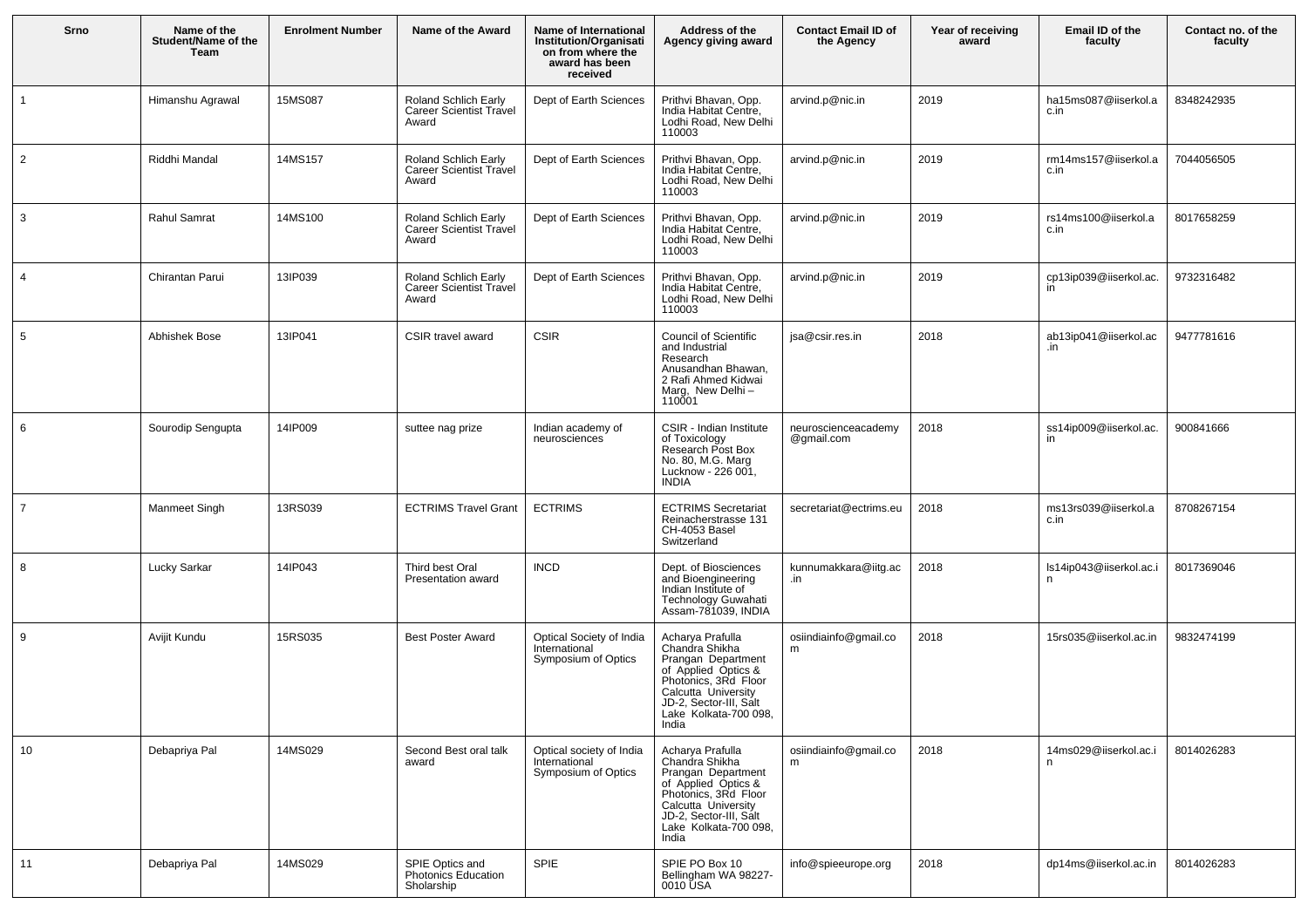| Srno | Name of the Student/Name of the Team | Enrolment Number | Name of the Award | Name of International Institution/Organisation from where the award has been received | Address of the Agency giving award | Contact Email ID of the Agency | Year of receiving award | Email ID of the faculty | Contact no. of the faculty |
|---|---|---|---|---|---|---|---|---|---|
| 1 | Himanshu Agrawal | 15MS087 | Roland Schlich Early Career Scientist Travel Award | Dept of Earth Sciences | Prithvi Bhavan, Opp. India Habitat Centre, Lodhi Road, New Delhi 110003 | arvind.p@nic.in | 2019 | ha15ms087@iiserkol.ac.in | 8348242935 |
| 2 | Riddhi Mandal | 14MS157 | Roland Schlich Early Career Scientist Travel Award | Dept of Earth Sciences | Prithvi Bhavan, Opp. India Habitat Centre, Lodhi Road, New Delhi 110003 | arvind.p@nic.in | 2019 | rm14ms157@iiserkol.ac.in | 7044056505 |
| 3 | Rahul Samrat | 14MS100 | Roland Schlich Early Career Scientist Travel Award | Dept of Earth Sciences | Prithvi Bhavan, Opp. India Habitat Centre, Lodhi Road, New Delhi 110003 | arvind.p@nic.in | 2019 | rs14ms100@iiserkol.ac.in | 8017658259 |
| 4 | Chirantan Parui | 13IP039 | Roland Schlich Early Career Scientist Travel Award | Dept of Earth Sciences | Prithvi Bhavan, Opp. India Habitat Centre, Lodhi Road, New Delhi 110003 | arvind.p@nic.in | 2019 | cp13ip039@iiserkol.ac.in | 9732316482 |
| 5 | Abhishek Bose | 13IP041 | CSIR travel award | CSIR | Council of Scientific and Industrial Research Anusandhan Bhawan, 2 Rafi Ahmed Kidwai Marg, New Delhi – 110001 | jsa@csir.res.in | 2018 | ab13ip041@iiserkol.ac.in | 9477781616 |
| 6 | Sourodip Sengupta | 14IP009 | suttee nag prize | Indian academy of neurosciences | CSIR - Indian Institute of Toxicology Research Post Box No. 80, M.G. Marg Lucknow - 226 001, INDIA | neuroscienceacademy@gmail.com | 2018 | ss14ip009@iiserkol.ac.in | 900841666 |
| 7 | Manmeet Singh | 13RS039 | ECTRIMS Travel Grant | ECTRIMS | ECTRIMS Secretariat Reinacherstrasse 131 CH-4053 Basel Switzerland | secretariat@ectrims.eu | 2018 | ms13rs039@iiserkol.ac.in | 8708267154 |
| 8 | Lucky Sarkar | 14IP043 | Third best Oral Presentation award | INCD | Dept. of Biosciences and Bioengineering Indian Institute of Technology Guwahati Assam-781039, INDIA | kunnumakkara@iitg.ac.in | 2018 | ls14ip043@iiserkol.ac.in | 8017369046 |
| 9 | Avijit Kundu | 15RS035 | Best Poster Award | Optical Society of India International Symposium of Optics | Acharya Prafulla Chandra Shikha Prangan Department of Applied Optics & Photonics, 3Rd Floor Calcutta University JD-2, Sector-III, Salt Lake Kolkata-700 098, India | osiindiainfo@gmail.com | 2018 | 15rs035@iiserkol.ac.in | 9832474199 |
| 10 | Debapriya Pal | 14MS029 | Second Best oral talk award | Optical society of India International Symposium of Optics | Acharya Prafulla Chandra Shikha Prangan Department of Applied Optics & Photonics, 3Rd Floor Calcutta University JD-2, Sector-III, Salt Lake Kolkata-700 098, India | osiindiainfo@gmail.com | 2018 | 14ms029@iiserkol.ac.in | 8014026283 |
| 11 | Debapriya Pal | 14MS029 | SPIE Optics and Photonics Education Sholarship | SPIE | SPIE PO Box 10 Bellingham WA 98227-0010 USA | info@spieeurope.org | 2018 | dp14ms@iiserkol.ac.in | 8014026283 |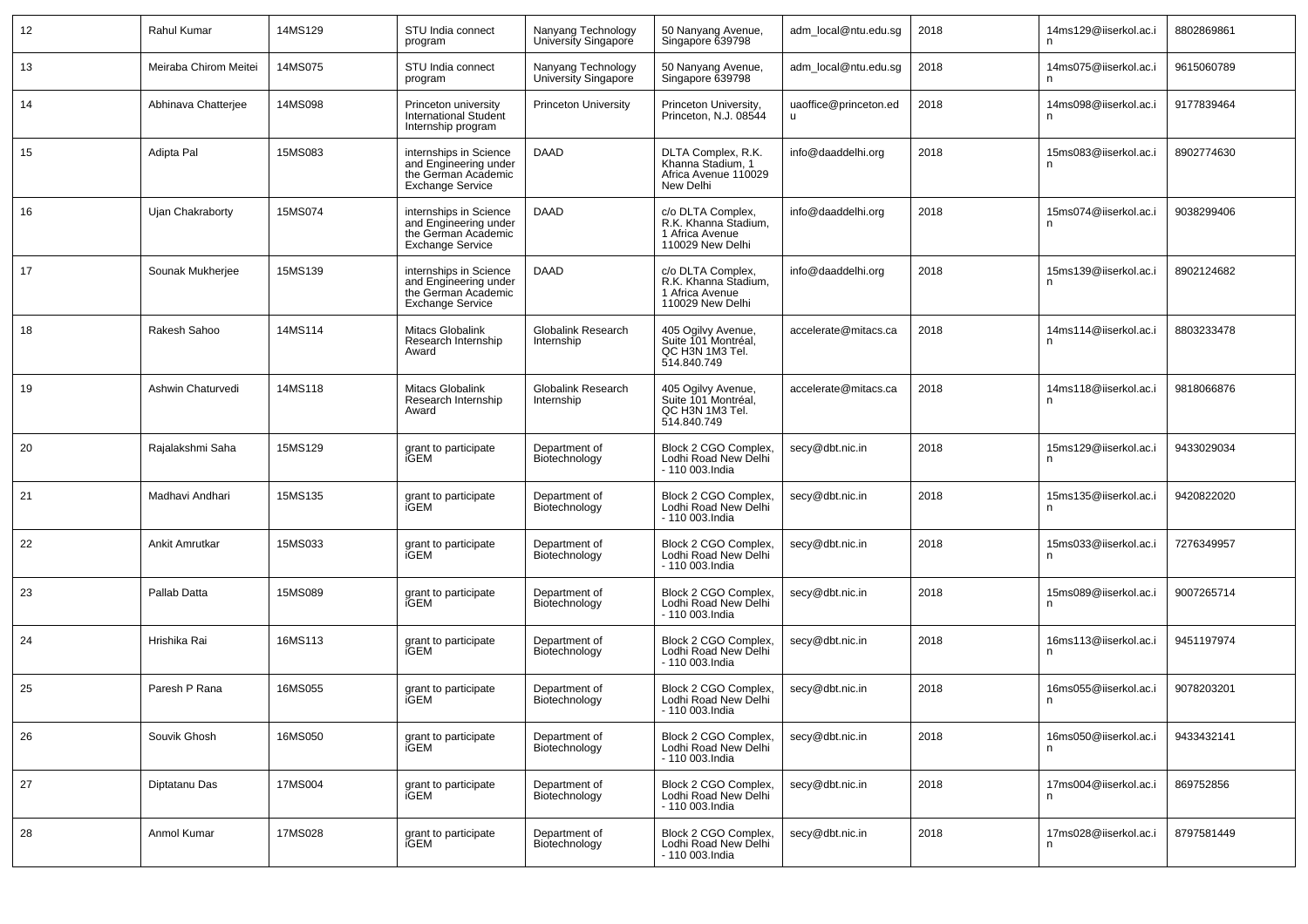| 12 | Rahul Kumar | 14MS129 | STU India connect program | Nanyang Technology University Singapore | 50 Nanyang Avenue, Singapore 639798 | adm_local@ntu.edu.sg | 2018 | 14ms129@iiserkol.ac.in | 8802869861 |
|---|---|---|---|---|---|---|---|---|---|
| 13 | Meiraba Chirom Meitei | 14MS075 | STU India connect program | Nanyang Technology University Singapore | 50 Nanyang Avenue, Singapore 639798 | adm_local@ntu.edu.sg | 2018 | 14ms075@iiserkol.ac.in | 9615060789 |
| 14 | Abhinava Chatterjee | 14MS098 | Princeton university International Student Internship program | Princeton University | Princeton University, Princeton, N.J. 08544 | uaoffice@princeton.edu | 2018 | 14ms098@iiserkol.ac.in | 9177839464 |
| 15 | Adipta Pal | 15MS083 | internships in Science and Engineering under the German Academic Exchange Service | DAAD | DLTA Complex, R.K. Khanna Stadium, 1 Africa Avenue 110029 New Delhi | info@daaddelhi.org | 2018 | 15ms083@iiserkol.ac.in | 8902774630 |
| 16 | Ujan Chakraborty | 15MS074 | internships in Science and Engineering under the German Academic Exchange Service | DAAD | c/o DLTA Complex, R.K. Khanna Stadium, 1 Africa Avenue 110029 New Delhi | info@daaddelhi.org | 2018 | 15ms074@iiserkol.ac.in | 9038299406 |
| 17 | Sounak Mukherjee | 15MS139 | internships in Science and Engineering under the German Academic Exchange Service | DAAD | c/o DLTA Complex, R.K. Khanna Stadium, 1 Africa Avenue 110029 New Delhi | info@daaddelhi.org | 2018 | 15ms139@iiserkol.ac.in | 8902124682 |
| 18 | Rakesh Sahoo | 14MS114 | Mitacs Globalink Research Internship Award | Globalink Research Internship | 405 Ogilvy Avenue, Suite 101 Montréal, QC H3N 1M3 Tel. 514.840.749 | accelerate@mitacs.ca | 2018 | 14ms114@iiserkol.ac.in | 8803233478 |
| 19 | Ashwin Chaturvedi | 14MS118 | Mitacs Globalink Research Internship Award | Globalink Research Internship | 405 Ogilvy Avenue, Suite 101 Montréal, QC H3N 1M3 Tel. 514.840.749 | accelerate@mitacs.ca | 2018 | 14ms118@iiserkol.ac.in | 9818066876 |
| 20 | Rajalakshmi Saha | 15MS129 | grant to participate iGEM | Department of Biotechnology | Block 2 CGO Complex, Lodhi Road New Delhi - 110 003.India | secy@dbt.nic.in | 2018 | 15ms129@iiserkol.ac.in | 9433029034 |
| 21 | Madhavi Andhari | 15MS135 | grant to participate iGEM | Department of Biotechnology | Block 2 CGO Complex, Lodhi Road New Delhi - 110 003.India | secy@dbt.nic.in | 2018 | 15ms135@iiserkol.ac.in | 9420822020 |
| 22 | Ankit Amrutkar | 15MS033 | grant to participate iGEM | Department of Biotechnology | Block 2 CGO Complex, Lodhi Road New Delhi - 110 003.India | secy@dbt.nic.in | 2018 | 15ms033@iiserkol.ac.in | 7276349957 |
| 23 | Pallab Datta | 15MS089 | grant to participate iGEM | Department of Biotechnology | Block 2 CGO Complex, Lodhi Road New Delhi - 110 003.India | secy@dbt.nic.in | 2018 | 15ms089@iiserkol.ac.in | 9007265714 |
| 24 | Hrishika Rai | 16MS113 | grant to participate iGEM | Department of Biotechnology | Block 2 CGO Complex, Lodhi Road New Delhi - 110 003.India | secy@dbt.nic.in | 2018 | 16ms113@iiserkol.ac.in | 9451197974 |
| 25 | Paresh P Rana | 16MS055 | grant to participate iGEM | Department of Biotechnology | Block 2 CGO Complex, Lodhi Road New Delhi - 110 003.India | secy@dbt.nic.in | 2018 | 16ms055@iiserkol.ac.in | 9078203201 |
| 26 | Souvik Ghosh | 16MS050 | grant to participate iGEM | Department of Biotechnology | Block 2 CGO Complex, Lodhi Road New Delhi - 110 003.India | secy@dbt.nic.in | 2018 | 16ms050@iiserkol.ac.in | 9433432141 |
| 27 | Diptatanu Das | 17MS004 | grant to participate iGEM | Department of Biotechnology | Block 2 CGO Complex, Lodhi Road New Delhi - 110 003.India | secy@dbt.nic.in | 2018 | 17ms004@iiserkol.ac.in | 869752856 |
| 28 | Anmol Kumar | 17MS028 | grant to participate iGEM | Department of Biotechnology | Block 2 CGO Complex, Lodhi Road New Delhi - 110 003.India | secy@dbt.nic.in | 2018 | 17ms028@iiserkol.ac.in | 8797581449 |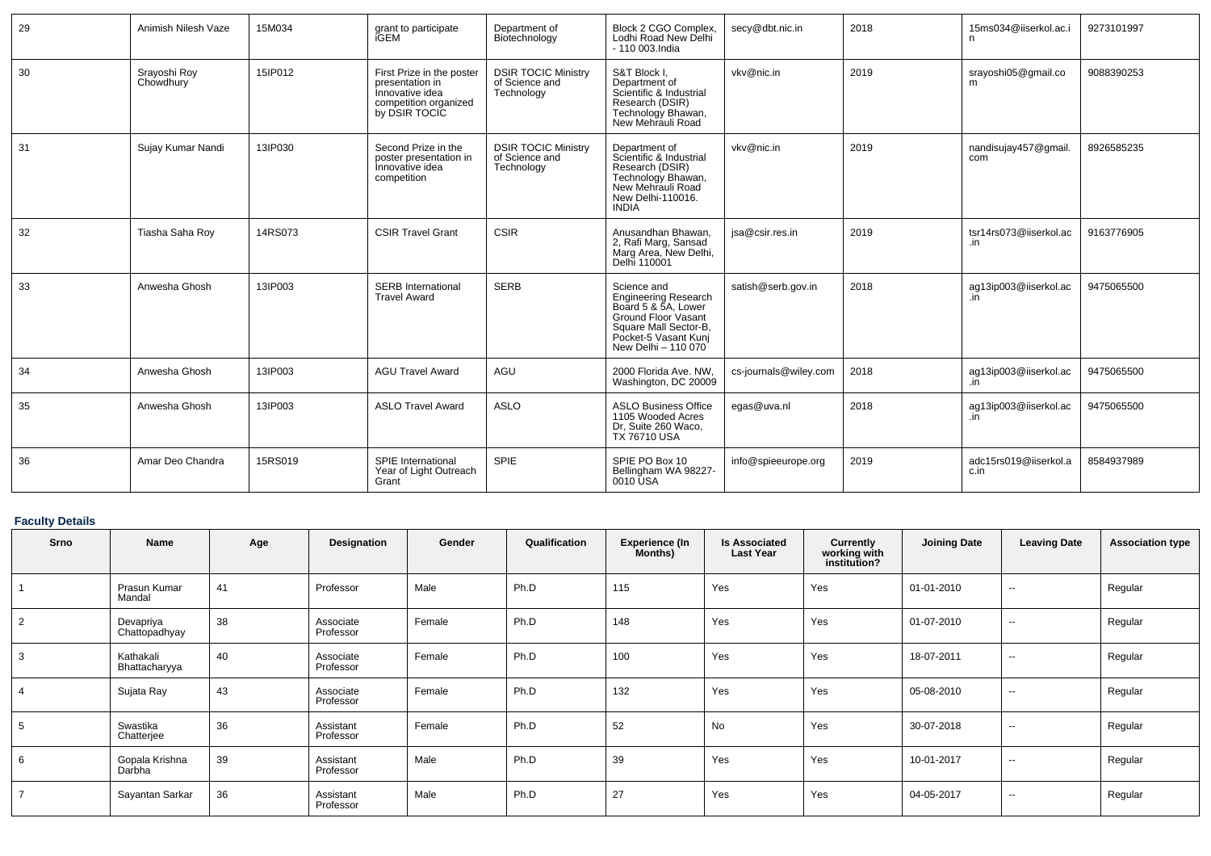| 29 | Animish Nilesh Vaze | 15M034 | grant to participate iGEM | Department of Biotechnology | Block 2 CGO Complex, Lodhi Road New Delhi - 110 003.India | secy@dbt.nic.in | 2018 | 15ms034@iiserkol.ac.in | 9273101997 |
|---|---|---|---|---|---|---|---|---|---|
| 30 | Srayoshi Roy Chowdhury | 15IP012 | First Prize in the poster presentation in Innovative idea competition organized by DSIR TOCIC | DSIR TOCIC Ministry of Science and Technology | S&T Block I, Department of Scientific & Industrial Research (DSIR) Technology Bhawan, New Mehrauli Road | vkv@nic.in | 2019 | srayoshi05@gmail.com | 9088390253 |
| 31 | Sujay Kumar Nandi | 13IP030 | Second Prize in the poster presentation in Innovative idea competition | DSIR TOCIC Ministry of Science and Technology | Department of Scientific & Industrial Research (DSIR) Technology Bhawan, New Mehrauli Road New Delhi-110016. INDIA | vkv@nic.in | 2019 | nandisujay457@gmail.com | 8926585235 |
| 32 | Tiasha Saha Roy | 14RS073 | CSIR Travel Grant | CSIR | Anusandhan Bhawan, 2, Rafi Marg, Sansad Marg Area, New Delhi, Delhi 110001 | jsa@csir.res.in | 2019 | tsr14rs073@iiserkol.ac.in | 9163776905 |
| 33 | Anwesha Ghosh | 13IP003 | SERB International Travel Award | SERB | Science and Engineering Research Board 5 & 5A, Lower Ground Floor Vasant Square Mall Sector-B, Pocket-5 Vasant Kunj New Delhi – 110 070 | satish@serb.gov.in | 2018 | ag13ip003@iiserkol.ac.in | 9475065500 |
| 34 | Anwesha Ghosh | 13IP003 | AGU Travel Award | AGU | 2000 Florida Ave. NW, Washington, DC 20009 | cs-journals@wiley.com | 2018 | ag13ip003@iiserkol.ac.in | 9475065500 |
| 35 | Anwesha Ghosh | 13IP003 | ASLO Travel Award | ASLO | ASLO Business Office 1105 Wooded Acres Dr, Suite 260 Waco, TX 76710 USA | egas@uva.nl | 2018 | ag13ip003@iiserkol.ac.in | 9475065500 |
| 36 | Amar Deo Chandra | 15RS019 | SPIE International Year of Light Outreach Grant | SPIE | SPIE PO Box 10 Bellingham WA 98227-0010 USA | info@spieeurope.org | 2019 | adc15rs019@iiserkol.ac.in | 8584937989 |

## Faculty Details

| Srno | Name | Age | Designation | Gender | Qualification | Experience (In Months) | Is Associated Last Year | Currently working with institution? | Joining Date | Leaving Date | Association type |
|---|---|---|---|---|---|---|---|---|---|---|---|
| 1 | Prasun Kumar Mandal | 41 | Professor | Male | Ph.D | 115 | Yes | Yes | 01-01-2010 | -- | Regular |
| 2 | Devapriya Chattopadhyay | 38 | Associate Professor | Female | Ph.D | 148 | Yes | Yes | 01-07-2010 | -- | Regular |
| 3 | Kathakali Bhattacharyya | 40 | Associate Professor | Female | Ph.D | 100 | Yes | Yes | 18-07-2011 | -- | Regular |
| 4 | Sujata Ray | 43 | Associate Professor | Female | Ph.D | 132 | Yes | Yes | 05-08-2010 | -- | Regular |
| 5 | Swastika Chatterjee | 36 | Assistant Professor | Female | Ph.D | 52 | No | Yes | 30-07-2018 | -- | Regular |
| 6 | Gopala Krishna Darbha | 39 | Assistant Professor | Male | Ph.D | 39 | Yes | Yes | 10-01-2017 | -- | Regular |
| 7 | Sayantan Sarkar | 36 | Assistant Professor | Male | Ph.D | 27 | Yes | Yes | 04-05-2017 | -- | Regular |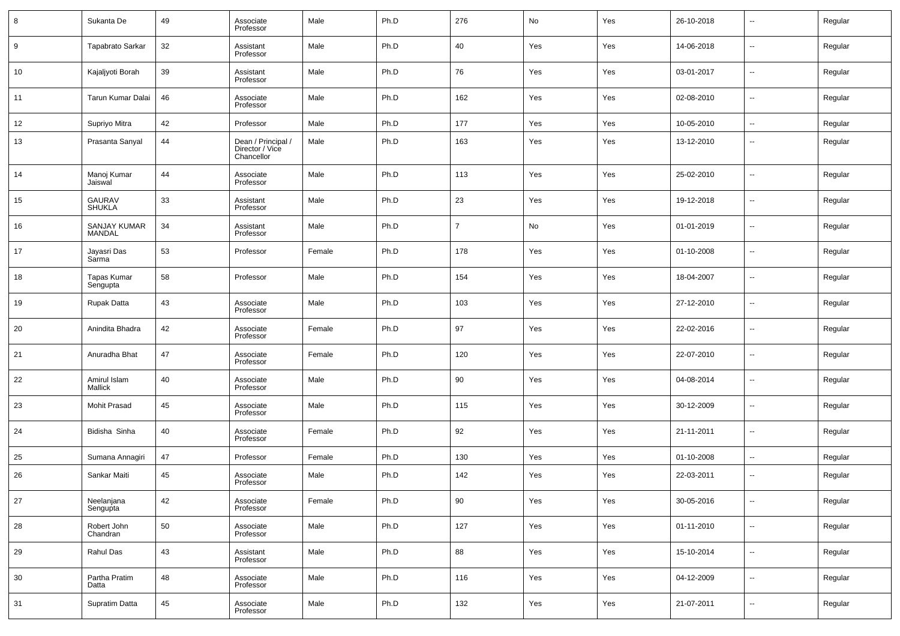| 8 | Sukanta De | 49 | Associate Professor | Male | Ph.D | 276 | No | Yes | 26-10-2018 | -- | Regular |
|---|---|---|---|---|---|---|---|---|---|---|---|
| 9 | Tapabrato Sarkar | 32 | Assistant Professor | Male | Ph.D | 40 | Yes | Yes | 14-06-2018 | -- | Regular |
| 10 | Kajaljyoti Borah | 39 | Assistant Professor | Male | Ph.D | 76 | Yes | Yes | 03-01-2017 | -- | Regular |
| 11 | Tarun Kumar Dalai | 46 | Associate Professor | Male | Ph.D | 162 | Yes | Yes | 02-08-2010 | -- | Regular |
| 12 | Supriyo Mitra | 42 | Professor | Male | Ph.D | 177 | Yes | Yes | 10-05-2010 | -- | Regular |
| 13 | Prasanta Sanyal | 44 | Dean / Principal / Director / Vice Chancellor | Male | Ph.D | 163 | Yes | Yes | 13-12-2010 | -- | Regular |
| 14 | Manoj Kumar Jaiswal | 44 | Associate Professor | Male | Ph.D | 113 | Yes | Yes | 25-02-2010 | -- | Regular |
| 15 | GAURAV SHUKLA | 33 | Assistant Professor | Male | Ph.D | 23 | Yes | Yes | 19-12-2018 | -- | Regular |
| 16 | SANJAY KUMAR MANDAL | 34 | Assistant Professor | Male | Ph.D | 7 | No | Yes | 01-01-2019 | -- | Regular |
| 17 | Jayasri Das Sarma | 53 | Professor | Female | Ph.D | 178 | Yes | Yes | 01-10-2008 | -- | Regular |
| 18 | Tapas Kumar Sengupta | 58 | Professor | Male | Ph.D | 154 | Yes | Yes | 18-04-2007 | -- | Regular |
| 19 | Rupak Datta | 43 | Associate Professor | Male | Ph.D | 103 | Yes | Yes | 27-12-2010 | -- | Regular |
| 20 | Anindita Bhadra | 42 | Associate Professor | Female | Ph.D | 97 | Yes | Yes | 22-02-2016 | -- | Regular |
| 21 | Anuradha Bhat | 47 | Associate Professor | Female | Ph.D | 120 | Yes | Yes | 22-07-2010 | -- | Regular |
| 22 | Amirul Islam Mallick | 40 | Associate Professor | Male | Ph.D | 90 | Yes | Yes | 04-08-2014 | -- | Regular |
| 23 | Mohit Prasad | 45 | Associate Professor | Male | Ph.D | 115 | Yes | Yes | 30-12-2009 | -- | Regular |
| 24 | Bidisha Sinha | 40 | Associate Professor | Female | Ph.D | 92 | Yes | Yes | 21-11-2011 | -- | Regular |
| 25 | Sumana Annagiri | 47 | Professor | Female | Ph.D | 130 | Yes | Yes | 01-10-2008 | -- | Regular |
| 26 | Sankar Maiti | 45 | Associate Professor | Male | Ph.D | 142 | Yes | Yes | 22-03-2011 | -- | Regular |
| 27 | Neelanjana Sengupta | 42 | Associate Professor | Female | Ph.D | 90 | Yes | Yes | 30-05-2016 | -- | Regular |
| 28 | Robert John Chandran | 50 | Associate Professor | Male | Ph.D | 127 | Yes | Yes | 01-11-2010 | -- | Regular |
| 29 | Rahul Das | 43 | Assistant Professor | Male | Ph.D | 88 | Yes | Yes | 15-10-2014 | -- | Regular |
| 30 | Partha Pratim Datta | 48 | Associate Professor | Male | Ph.D | 116 | Yes | Yes | 04-12-2009 | -- | Regular |
| 31 | Supratim Datta | 45 | Associate Professor | Male | Ph.D | 132 | Yes | Yes | 21-07-2011 | -- | Regular |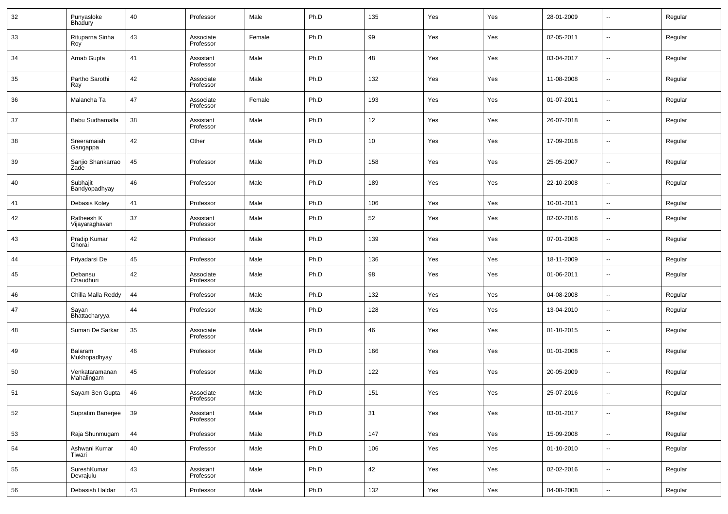| 32 | Punyasloke Bhadury | 40 | Professor | Male | Ph.D | 135 | Yes | Yes | 28-01-2009 | -- | Regular |
|---|---|---|---|---|---|---|---|---|---|---|---|
| 33 | Rituparna Sinha Roy | 43 | Associate Professor | Female | Ph.D | 99 | Yes | Yes | 02-05-2011 | -- | Regular |
| 34 | Arnab Gupta | 41 | Assistant Professor | Male | Ph.D | 48 | Yes | Yes | 03-04-2017 | -- | Regular |
| 35 | Partho Sarothi Ray | 42 | Associate Professor | Male | Ph.D | 132 | Yes | Yes | 11-08-2008 | -- | Regular |
| 36 | Malancha Ta | 47 | Associate Professor | Female | Ph.D | 193 | Yes | Yes | 01-07-2011 | -- | Regular |
| 37 | Babu Sudhamalla | 38 | Assistant Professor | Male | Ph.D | 12 | Yes | Yes | 26-07-2018 | -- | Regular |
| 38 | Sreeramaiah Gangappa | 42 | Other | Male | Ph.D | 10 | Yes | Yes | 17-09-2018 | -- | Regular |
| 39 | Sanjio Shankarrao Zade | 45 | Professor | Male | Ph.D | 158 | Yes | Yes | 25-05-2007 | -- | Regular |
| 40 | Subhajit Bandyopadhyay | 46 | Professor | Male | Ph.D | 189 | Yes | Yes | 22-10-2008 | -- | Regular |
| 41 | Debasis Koley | 41 | Professor | Male | Ph.D | 106 | Yes | Yes | 10-01-2011 | -- | Regular |
| 42 | Ratheesh K Vijayaraghavan | 37 | Assistant Professor | Male | Ph.D | 52 | Yes | Yes | 02-02-2016 | -- | Regular |
| 43 | Pradip Kumar Ghorai | 42 | Professor | Male | Ph.D | 139 | Yes | Yes | 07-01-2008 | -- | Regular |
| 44 | Priyadarsi De | 45 | Professor | Male | Ph.D | 136 | Yes | Yes | 18-11-2009 | -- | Regular |
| 45 | Debansu Chaudhuri | 42 | Associate Professor | Male | Ph.D | 98 | Yes | Yes | 01-06-2011 | -- | Regular |
| 46 | Chilla Malla Reddy | 44 | Professor | Male | Ph.D | 132 | Yes | Yes | 04-08-2008 | -- | Regular |
| 47 | Sayan Bhattacharyya | 44 | Professor | Male | Ph.D | 128 | Yes | Yes | 13-04-2010 | -- | Regular |
| 48 | Suman De Sarkar | 35 | Associate Professor | Male | Ph.D | 46 | Yes | Yes | 01-10-2015 | -- | Regular |
| 49 | Balaram Mukhopadhyay | 46 | Professor | Male | Ph.D | 166 | Yes | Yes | 01-01-2008 | -- | Regular |
| 50 | Venkataramanan Mahalingam | 45 | Professor | Male | Ph.D | 122 | Yes | Yes | 20-05-2009 | -- | Regular |
| 51 | Sayam Sen Gupta | 46 | Associate Professor | Male | Ph.D | 151 | Yes | Yes | 25-07-2016 | -- | Regular |
| 52 | Supratim Banerjee | 39 | Assistant Professor | Male | Ph.D | 31 | Yes | Yes | 03-01-2017 | -- | Regular |
| 53 | Raja Shunmugam | 44 | Professor | Male | Ph.D | 147 | Yes | Yes | 15-09-2008 | -- | Regular |
| 54 | Ashwani Kumar Tiwari | 40 | Professor | Male | Ph.D | 106 | Yes | Yes | 01-10-2010 | -- | Regular |
| 55 | SureshKumar Devrajulu | 43 | Assistant Professor | Male | Ph.D | 42 | Yes | Yes | 02-02-2016 | -- | Regular |
| 56 | Debasish Haldar | 43 | Professor | Male | Ph.D | 132 | Yes | Yes | 04-08-2008 | -- | Regular |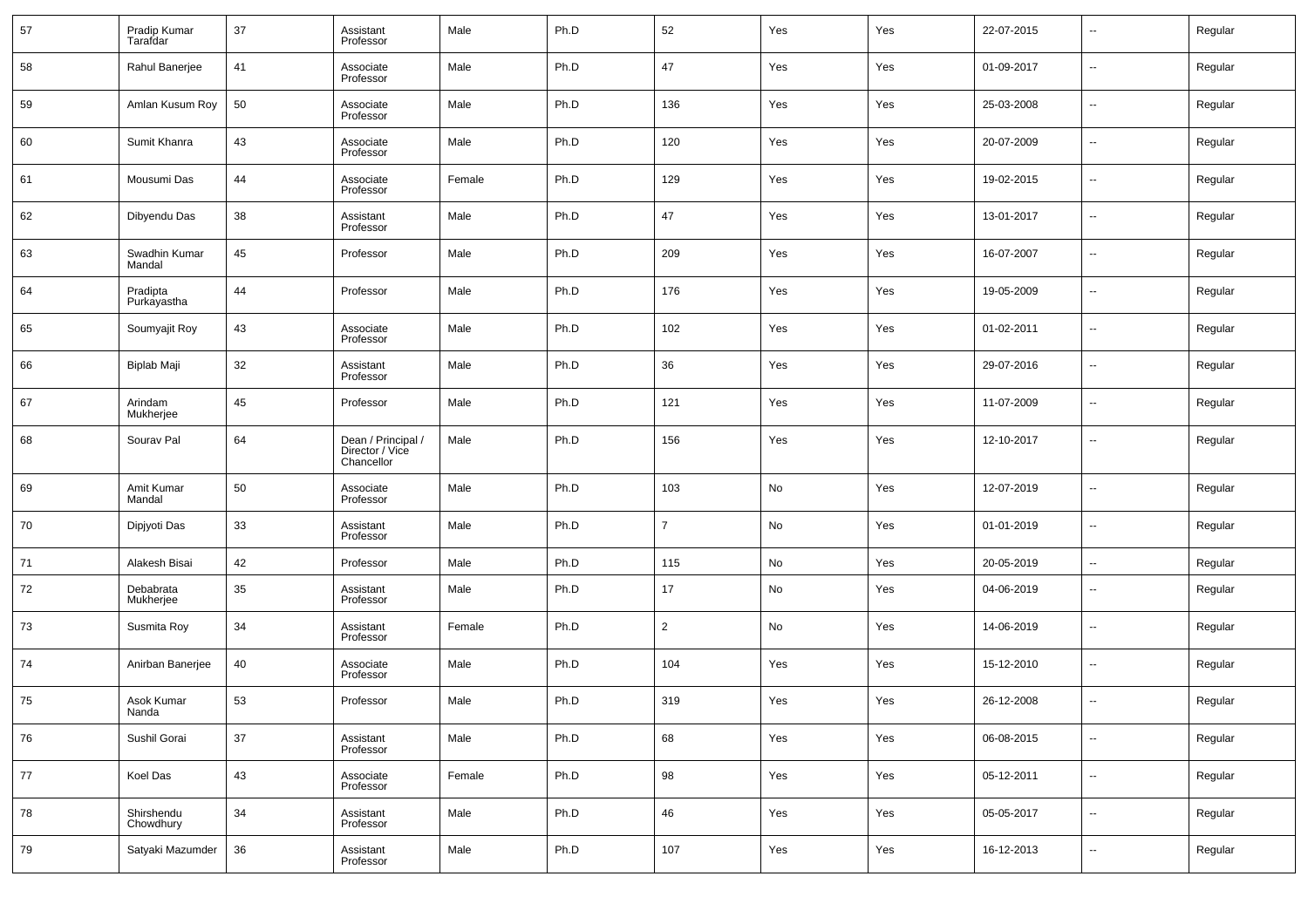| 57 | Pradip Kumar Tarafdar | 37 | Assistant Professor | Male | Ph.D | 52 | Yes | Yes | 22-07-2015 | -- | Regular |
|---|---|---|---|---|---|---|---|---|---|---|---|
| 58 | Rahul Banerjee | 41 | Associate Professor | Male | Ph.D | 47 | Yes | Yes | 01-09-2017 | -- | Regular |
| 59 | Amlan Kusum Roy | 50 | Associate Professor | Male | Ph.D | 136 | Yes | Yes | 25-03-2008 | -- | Regular |
| 60 | Sumit Khanra | 43 | Associate Professor | Male | Ph.D | 120 | Yes | Yes | 20-07-2009 | -- | Regular |
| 61 | Mousumi Das | 44 | Associate Professor | Female | Ph.D | 129 | Yes | Yes | 19-02-2015 | -- | Regular |
| 62 | Dibyendu Das | 38 | Assistant Professor | Male | Ph.D | 47 | Yes | Yes | 13-01-2017 | -- | Regular |
| 63 | Swadhin Kumar Mandal | 45 | Professor | Male | Ph.D | 209 | Yes | Yes | 16-07-2007 | -- | Regular |
| 64 | Pradipta Purkayastha | 44 | Professor | Male | Ph.D | 176 | Yes | Yes | 19-05-2009 | -- | Regular |
| 65 | Soumyajit Roy | 43 | Associate Professor | Male | Ph.D | 102 | Yes | Yes | 01-02-2011 | -- | Regular |
| 66 | Biplab Maji | 32 | Assistant Professor | Male | Ph.D | 36 | Yes | Yes | 29-07-2016 | -- | Regular |
| 67 | Arindam Mukherjee | 45 | Professor | Male | Ph.D | 121 | Yes | Yes | 11-07-2009 | -- | Regular |
| 68 | Sourav Pal | 64 | Dean / Principal / Director / Vice Chancellor | Male | Ph.D | 156 | Yes | Yes | 12-10-2017 | -- | Regular |
| 69 | Amit Kumar Mandal | 50 | Associate Professor | Male | Ph.D | 103 | No | Yes | 12-07-2019 | -- | Regular |
| 70 | Dipjyoti Das | 33 | Assistant Professor | Male | Ph.D | 7 | No | Yes | 01-01-2019 | -- | Regular |
| 71 | Alakesh Bisai | 42 | Professor | Male | Ph.D | 115 | No | Yes | 20-05-2019 | -- | Regular |
| 72 | Debabrata Mukherjee | 35 | Assistant Professor | Male | Ph.D | 17 | No | Yes | 04-06-2019 | -- | Regular |
| 73 | Susmita Roy | 34 | Assistant Professor | Female | Ph.D | 2 | No | Yes | 14-06-2019 | -- | Regular |
| 74 | Anirban Banerjee | 40 | Associate Professor | Male | Ph.D | 104 | Yes | Yes | 15-12-2010 | -- | Regular |
| 75 | Asok Kumar Nanda | 53 | Professor | Male | Ph.D | 319 | Yes | Yes | 26-12-2008 | -- | Regular |
| 76 | Sushil Gorai | 37 | Assistant Professor | Male | Ph.D | 68 | Yes | Yes | 06-08-2015 | -- | Regular |
| 77 | Koel Das | 43 | Associate Professor | Female | Ph.D | 98 | Yes | Yes | 05-12-2011 | -- | Regular |
| 78 | Shirshendu Chowdhury | 34 | Assistant Professor | Male | Ph.D | 46 | Yes | Yes | 05-05-2017 | -- | Regular |
| 79 | Satyaki Mazumder | 36 | Assistant Professor | Male | Ph.D | 107 | Yes | Yes | 16-12-2013 | -- | Regular |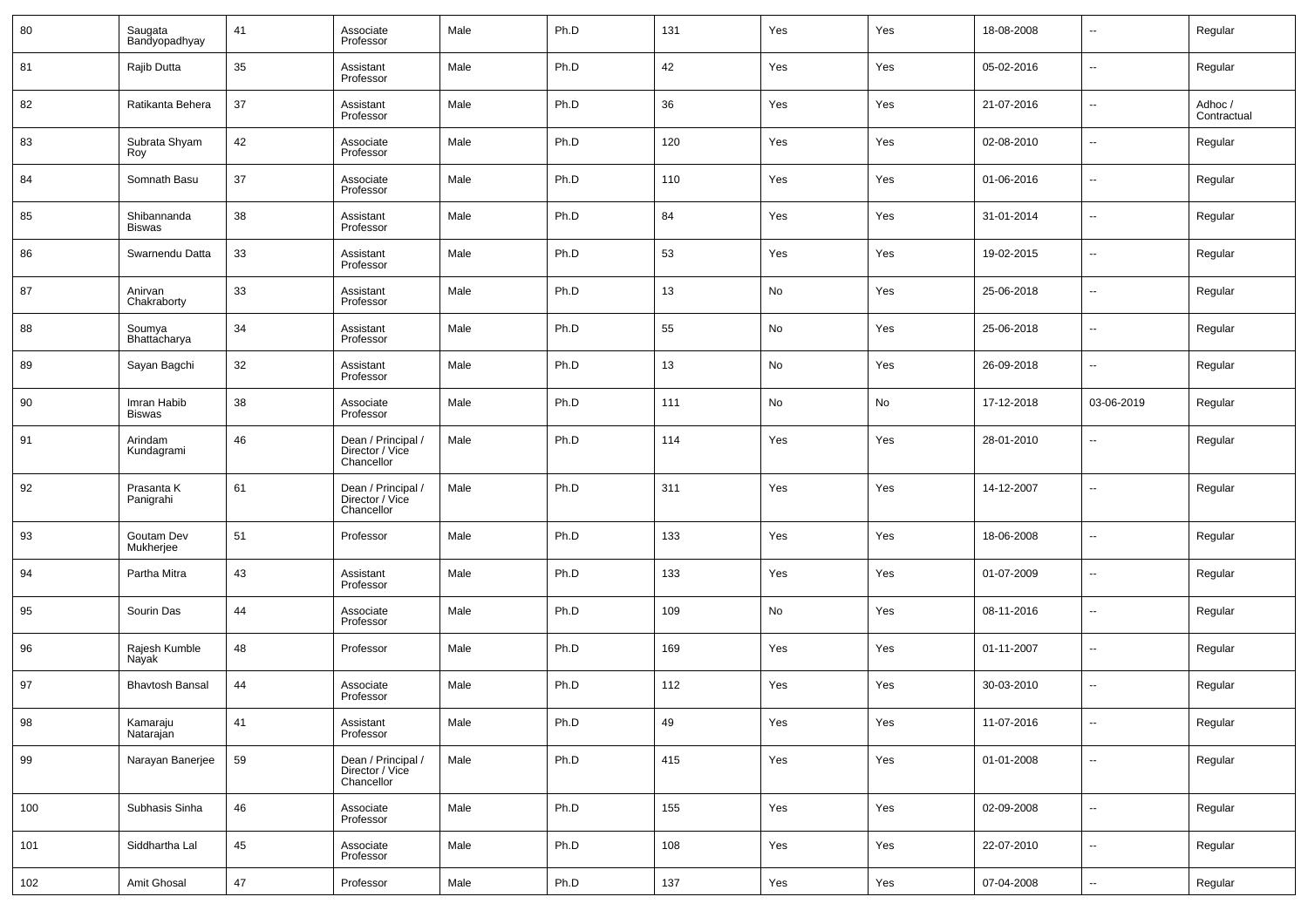| 80 | Saugata Bandyopadhyay | 41 | Associate Professor | Male | Ph.D | 131 | Yes | Yes | 18-08-2008 | -- | Regular |
|---|---|---|---|---|---|---|---|---|---|---|---|
| 81 | Rajib Dutta | 35 | Assistant Professor | Male | Ph.D | 42 | Yes | Yes | 05-02-2016 | -- | Regular |
| 82 | Ratikanta Behera | 37 | Assistant Professor | Male | Ph.D | 36 | Yes | Yes | 21-07-2016 | -- | Adhoc / Contractual |
| 83 | Subrata Shyam Roy | 42 | Associate Professor | Male | Ph.D | 120 | Yes | Yes | 02-08-2010 | -- | Regular |
| 84 | Somnath Basu | 37 | Associate Professor | Male | Ph.D | 110 | Yes | Yes | 01-06-2016 | -- | Regular |
| 85 | Shibannanda Biswas | 38 | Assistant Professor | Male | Ph.D | 84 | Yes | Yes | 31-01-2014 | -- | Regular |
| 86 | Swarnendu Datta | 33 | Assistant Professor | Male | Ph.D | 53 | Yes | Yes | 19-02-2015 | -- | Regular |
| 87 | Anirvan Chakraborty | 33 | Assistant Professor | Male | Ph.D | 13 | No | Yes | 25-06-2018 | -- | Regular |
| 88 | Soumya Bhattacharya | 34 | Assistant Professor | Male | Ph.D | 55 | No | Yes | 25-06-2018 | -- | Regular |
| 89 | Sayan Bagchi | 32 | Assistant Professor | Male | Ph.D | 13 | No | Yes | 26-09-2018 | -- | Regular |
| 90 | Imran Habib Biswas | 38 | Associate Professor | Male | Ph.D | 111 | No | No | 17-12-2018 | 03-06-2019 | Regular |
| 91 | Arindam Kundagrami | 46 | Dean / Principal / Director / Vice Chancellor | Male | Ph.D | 114 | Yes | Yes | 28-01-2010 | -- | Regular |
| 92 | Prasanta K Panigrahi | 61 | Dean / Principal / Director / Vice Chancellor | Male | Ph.D | 311 | Yes | Yes | 14-12-2007 | -- | Regular |
| 93 | Goutam Dev Mukherjee | 51 | Professor | Male | Ph.D | 133 | Yes | Yes | 18-06-2008 | -- | Regular |
| 94 | Partha Mitra | 43 | Assistant Professor | Male | Ph.D | 133 | Yes | Yes | 01-07-2009 | -- | Regular |
| 95 | Sourin Das | 44 | Associate Professor | Male | Ph.D | 109 | No | Yes | 08-11-2016 | -- | Regular |
| 96 | Rajesh Kumble Nayak | 48 | Professor | Male | Ph.D | 169 | Yes | Yes | 01-11-2007 | -- | Regular |
| 97 | Bhavtosh Bansal | 44 | Associate Professor | Male | Ph.D | 112 | Yes | Yes | 30-03-2010 | -- | Regular |
| 98 | Kamaraju Natarajan | 41 | Assistant Professor | Male | Ph.D | 49 | Yes | Yes | 11-07-2016 | -- | Regular |
| 99 | Narayan Banerjee | 59 | Dean / Principal / Director / Vice Chancellor | Male | Ph.D | 415 | Yes | Yes | 01-01-2008 | -- | Regular |
| 100 | Subhasis Sinha | 46 | Associate Professor | Male | Ph.D | 155 | Yes | Yes | 02-09-2008 | -- | Regular |
| 101 | Siddhartha Lal | 45 | Associate Professor | Male | Ph.D | 108 | Yes | Yes | 22-07-2010 | -- | Regular |
| 102 | Amit Ghosal | 47 | Professor | Male | Ph.D | 137 | Yes | Yes | 07-04-2008 | -- | Regular |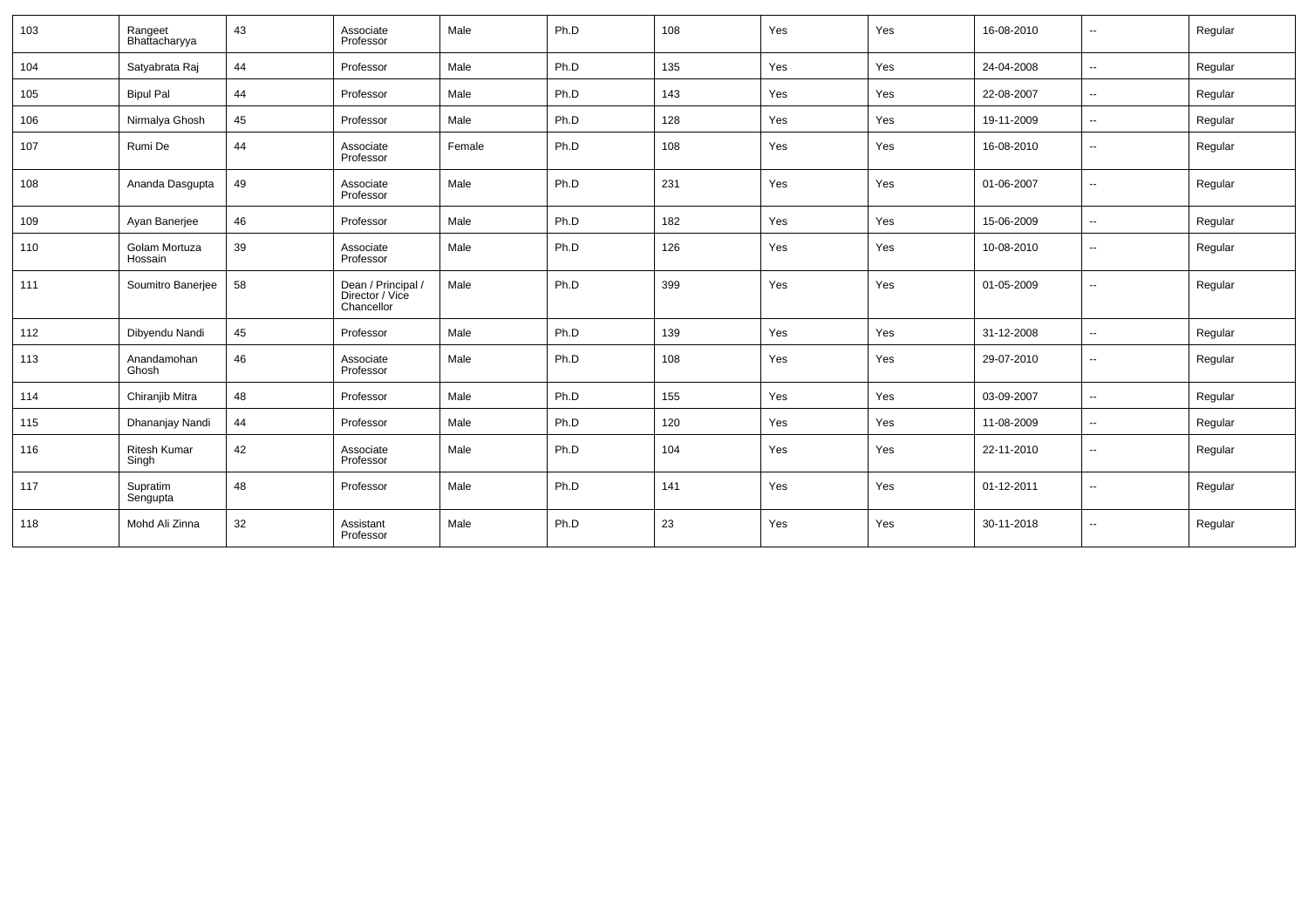| | | | | | | | | | | | |
|---|---|---|---|---|---|---|---|---|---|---|---|
| 103 | Rangeet Bhattacharyya | 43 | Associate Professor | Male | Ph.D | 108 | Yes | Yes | 16-08-2010 | -- | Regular |
| 104 | Satyabrata Raj | 44 | Professor | Male | Ph.D | 135 | Yes | Yes | 24-04-2008 | -- | Regular |
| 105 | Bipul Pal | 44 | Professor | Male | Ph.D | 143 | Yes | Yes | 22-08-2007 | -- | Regular |
| 106 | Nirmalya Ghosh | 45 | Professor | Male | Ph.D | 128 | Yes | Yes | 19-11-2009 | -- | Regular |
| 107 | Rumi De | 44 | Associate Professor | Female | Ph.D | 108 | Yes | Yes | 16-08-2010 | -- | Regular |
| 108 | Ananda Dasgupta | 49 | Associate Professor | Male | Ph.D | 231 | Yes | Yes | 01-06-2007 | -- | Regular |
| 109 | Ayan Banerjee | 46 | Professor | Male | Ph.D | 182 | Yes | Yes | 15-06-2009 | -- | Regular |
| 110 | Golam Mortuza Hossain | 39 | Associate Professor | Male | Ph.D | 126 | Yes | Yes | 10-08-2010 | -- | Regular |
| 111 | Soumitro Banerjee | 58 | Dean / Principal / Director / Vice Chancellor | Male | Ph.D | 399 | Yes | Yes | 01-05-2009 | -- | Regular |
| 112 | Dibyendu Nandi | 45 | Professor | Male | Ph.D | 139 | Yes | Yes | 31-12-2008 | -- | Regular |
| 113 | Anandamohan Ghosh | 46 | Associate Professor | Male | Ph.D | 108 | Yes | Yes | 29-07-2010 | -- | Regular |
| 114 | Chiranjib Mitra | 48 | Professor | Male | Ph.D | 155 | Yes | Yes | 03-09-2007 | -- | Regular |
| 115 | Dhananjay Nandi | 44 | Professor | Male | Ph.D | 120 | Yes | Yes | 11-08-2009 | -- | Regular |
| 116 | Ritesh Kumar Singh | 42 | Associate Professor | Male | Ph.D | 104 | Yes | Yes | 22-11-2010 | -- | Regular |
| 117 | Supratim Sengupta | 48 | Professor | Male | Ph.D | 141 | Yes | Yes | 01-12-2011 | -- | Regular |
| 118 | Mohd Ali Zinna | 32 | Assistant Professor | Male | Ph.D | 23 | Yes | Yes | 30-11-2018 | -- | Regular |